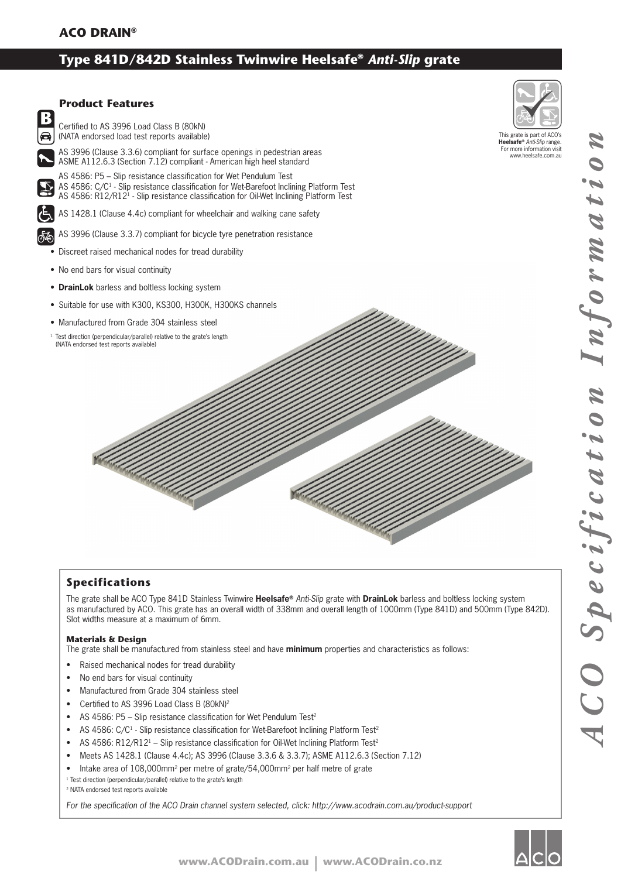**ACO DRAIN®**

# Type 841D/842D Stainless Twinwire Heelsafe® *Anti-Slip* grate

## Product Features

Certified to AS 3996 Load Class B (80kN)
(NATA endorsed load test reports available)

AS 3996 (Clause 3.3.6) compliant for surface openings in pedestrian areas
ASME A112.6.3 (Section 7.12) compliant - American high heel standard

AS 4586: P5 – Slip resistance classification for Wet Pendulum Test
AS 4586: C/C[1] - Slip resistance classification for Wet-Barefoot Inclining Platform Test
AS 4586: R12/R12[1] - Slip resistance classification for Oil-Wet Inclining Platform Test

AS 1428.1 (Clause 4.4c) compliant for wheelchair and walking cane safety

AS 3996 (Clause 3.3.7) compliant for bicycle tyre penetration resistance

- Discreet raised mechanical nodes for tread durability
- No end bars for visual continuity
- **DrainLok** barless and boltless locking system
- Suitable for use with K300, KS300, H300K, H300KS channels
- Manufactured from Grade 304 stainless steel

[1] Test direction (perpendicular/parallel) relative to the grate's length
(NATA endorsed test reports available)

This grate is part of ACO's **Heelsafe®** *Anti-Slip* range. For more information visit www.heelsafe.com.au

## Specifications

The grate shall be ACO Type 841D Stainless Twinwire **Heelsafe®** *Anti-Slip* grate with **DrainLok** barless and boltless locking system as manufactured by ACO. This grate has an overall width of 338mm and overall length of 1000mm (Type 841D) and 500mm (Type 842D). Slot widths measure at a maximum of 6mm.

### Materials & Design

The grate shall be manufactured from stainless steel and have **minimum** properties and characteristics as follows:

- Raised mechanical nodes for tread durability
- No end bars for visual continuity
- Manufactured from Grade 304 stainless steel
- Certified to AS 3996 Load Class B (80kN)[2]
- AS 4586: P5 – Slip resistance classification for Wet Pendulum Test[2]
- AS 4586: C/C[1] - Slip resistance classification for Wet-Barefoot Inclining Platform Test[2]
- AS 4586: R12/R12[1] – Slip resistance classification for Oil-Wet Inclining Platform Test[2]
- Meets AS 1428.1 (Clause 4.4c); AS 3996 (Clause 3.3.6 & 3.3.7); ASME A112.6.3 (Section 7.12)
- Intake area of 108,000mm$^2$ per metre of grate/54,000mm$^2$ per half metre of grate

[1] Test direction (perpendicular/parallel) relative to the grate's length
[2] NATA endorsed test reports available

*For the specification of the ACO Drain channel system selected, click: http://www.acodrain.com.au/product-support*

*ACO Specification Information*

www.ACODrain.com.au | www.ACODrain.co.nz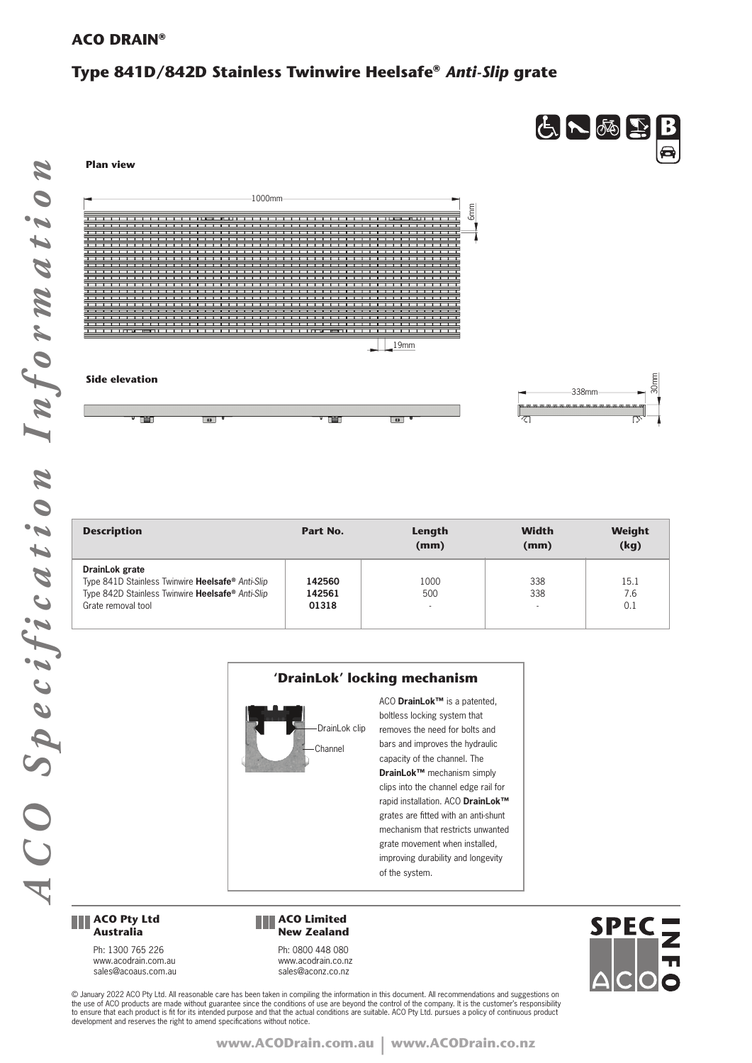**ACO DRAIN®**

# Type 841D/842D Stainless Twinwire Heelsafe® *Anti-Slip* grate

B

**Plan view**

1000mm

6mm

19mm

**Side elevation**

338mm

30mm

| Description | Part No. | Length (mm) | Width (mm) | Weight (kg) |
|---|---|---|---|---|
| **DrainLok grate** | | | | |
| Type 841D Stainless Twinwire **Heelsafe®** *Anti-Slip* | **142560** | 1000 | 338 | 15.1 |
| Type 842D Stainless Twinwire **Heelsafe®** *Anti-Slip* | **142561** | 500 | 338 | 7.6 |
| Grate removal tool | **01318** | - | - | 0.1 |

## 'DrainLok' locking mechanism

DrainLok clip

Channel

ACO **DrainLok™** is a patented, boltless locking system that removes the need for bolts and bars and improves the hydraulic capacity of the channel. The **DrainLok™** mechanism simply clips into the channel edge rail for rapid installation. ACO **DrainLok™** grates are fitted with an anti-shunt mechanism that restricts unwanted grate movement when installed, improving durability and longevity of the system.

**ACO Pty Ltd Australia**

Ph: 1300 765 226
www.acodrain.com.au
sales@acoaus.com.au

**ACO Limited New Zealand**

Ph: 0800 448 080
www.acodrain.co.nz
sales@aconz.co.nz

© January 2022 ACO Pty Ltd. All reasonable care has been taken in compiling the information in this document. All recommendations and suggestions on the use of ACO products are made without guarantee since the conditions of use are beyond the control of the company. It is the customer's responsibility to ensure that each product is fit for its intended purpose and that the actual conditions are suitable. ACO Pty Ltd. pursues a policy of continuous product development and reserves the right to amend specifications without notice.

**www.ACODrain.com.au | www.ACODrain.co.nz**